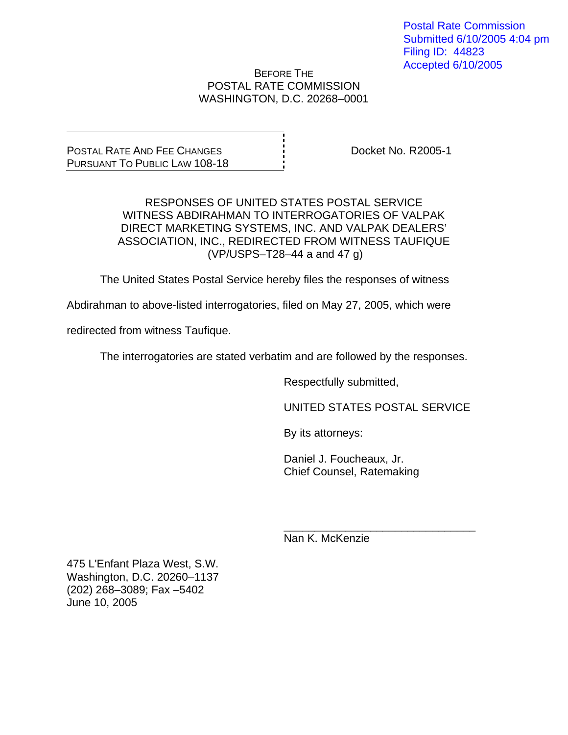Postal Rate Commission
Submitted 6/10/2005 4:04 pm
Filing ID: 44823
Accepted 6/10/2005

BEFORE THE
POSTAL RATE COMMISSION
WASHINGTON, D.C. 20268–0001

| | |
|---|---|
| POSTAL RATE AND FEE CHANGES PURSUANT TO PUBLIC LAW 108-18 | Docket No. R2005-1 |

RESPONSES OF UNITED STATES POSTAL SERVICE WITNESS ABDIRAHMAN TO INTERROGATORIES OF VALPAK DIRECT MARKETING SYSTEMS, INC. AND VALPAK DEALERS' ASSOCIATION, INC., REDIRECTED FROM WITNESS TAUFIQUE (VP/USPS–T28–44 a and 47 g)

The United States Postal Service hereby files the responses of witness Abdirahman to above-listed interrogatories, filed on May 27, 2005, which were redirected from witness Taufique.

The interrogatories are stated verbatim and are followed by the responses.

Respectfully submitted,

UNITED STATES POSTAL SERVICE

By its attorneys:

Daniel J. Foucheaux, Jr.
Chief Counsel, Ratemaking

\_\_\_\_\_\_\_\_\_\_\_\_\_\_\_\_\_\_\_\_\_\_\_\_\_\_\_\_\_\_\_\_
Nan K. McKenzie

475 L'Enfant Plaza West, S.W.
Washington, D.C. 20260–1137
(202) 268–3089; Fax –5402
June 10, 2005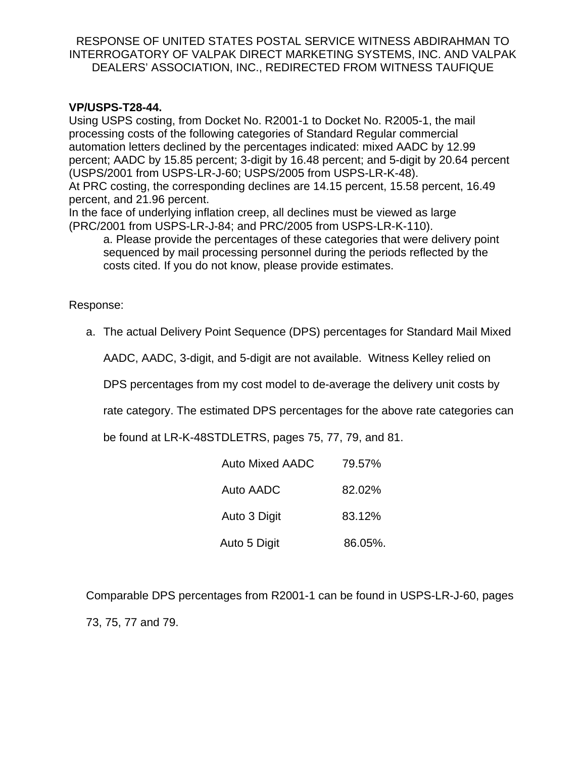RESPONSE OF UNITED STATES POSTAL SERVICE WITNESS ABDIRAHMAN TO INTERROGATORY OF VALPAK DIRECT MARKETING SYSTEMS, INC. AND VALPAK DEALERS' ASSOCIATION, INC., REDIRECTED FROM WITNESS TAUFIQUE

**VP/USPS-T28-44.**

Using USPS costing, from Docket No. R2001-1 to Docket No. R2005-1, the mail processing costs of the following categories of Standard Regular commercial automation letters declined by the percentages indicated: mixed AADC by 12.99 percent; AADC by 15.85 percent; 3-digit by 16.48 percent; and 5-digit by 20.64 percent (USPS/2001 from USPS-LR-J-60; USPS/2005 from USPS-LR-K-48).
At PRC costing, the corresponding declines are 14.15 percent, 15.58 percent, 16.49 percent, and 21.96 percent.
In the face of underlying inflation creep, all declines must be viewed as large (PRC/2001 from USPS-LR-J-84; and PRC/2005 from USPS-LR-K-110).

a. Please provide the percentages of these categories that were delivery point sequenced by mail processing personnel during the periods reflected by the costs cited. If you do not know, please provide estimates.

Response:

a. The actual Delivery Point Sequence (DPS) percentages for Standard Mail Mixed AADC, AADC, 3-digit, and 5-digit are not available. Witness Kelley relied on DPS percentages from my cost model to de-average the delivery unit costs by rate category. The estimated DPS percentages for the above rate categories can be found at LR-K-48STDLETRS, pages 75, 77, 79, and 81.

| | |
|---|---|
| Auto Mixed AADC | 79.57% |
| Auto AADC | 82.02% |
| Auto 3 Digit | 83.12% |
| Auto 5 Digit | 86.05%. |

Comparable DPS percentages from R2001-1 can be found in USPS-LR-J-60, pages 73, 75, 77 and 79.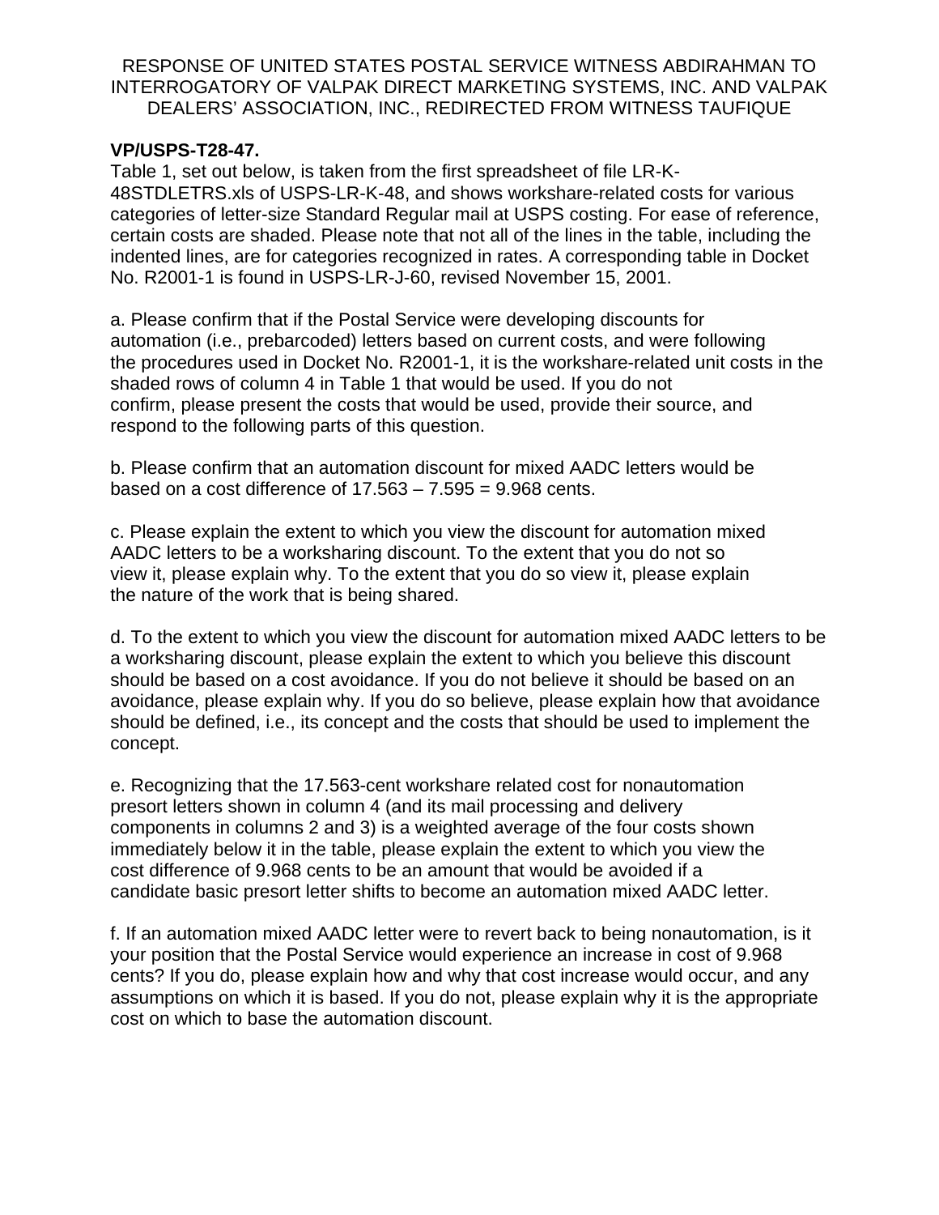RESPONSE OF UNITED STATES POSTAL SERVICE WITNESS ABDIRAHMAN TO INTERROGATORY OF VALPAK DIRECT MARKETING SYSTEMS, INC. AND VALPAK DEALERS' ASSOCIATION, INC., REDIRECTED FROM WITNESS TAUFIQUE

**VP/USPS-T28-47.**

Table 1, set out below, is taken from the first spreadsheet of file LR-K-48STDLETRS.xls of USPS-LR-K-48, and shows workshare-related costs for various categories of letter-size Standard Regular mail at USPS costing. For ease of reference, certain costs are shaded. Please note that not all of the lines in the table, including the indented lines, are for categories recognized in rates. A corresponding table in Docket No. R2001-1 is found in USPS-LR-J-60, revised November 15, 2001.

a. Please confirm that if the Postal Service were developing discounts for automation (i.e., prebarcoded) letters based on current costs, and were following the procedures used in Docket No. R2001-1, it is the workshare-related unit costs in the shaded rows of column 4 in Table 1 that would be used. If you do not confirm, please present the costs that would be used, provide their source, and respond to the following parts of this question.

b. Please confirm that an automation discount for mixed AADC letters would be based on a cost difference of 17.563 – 7.595 = 9.968 cents.

c. Please explain the extent to which you view the discount for automation mixed AADC letters to be a worksharing discount. To the extent that you do not so view it, please explain why. To the extent that you do so view it, please explain the nature of the work that is being shared.

d. To the extent to which you view the discount for automation mixed AADC letters to be a worksharing discount, please explain the extent to which you believe this discount should be based on a cost avoidance. If you do not believe it should be based on an avoidance, please explain why. If you do so believe, please explain how that avoidance should be defined, i.e., its concept and the costs that should be used to implement the concept.

e. Recognizing that the 17.563-cent workshare related cost for nonautomation presort letters shown in column 4 (and its mail processing and delivery components in columns 2 and 3) is a weighted average of the four costs shown immediately below it in the table, please explain the extent to which you view the cost difference of 9.968 cents to be an amount that would be avoided if a candidate basic presort letter shifts to become an automation mixed AADC letter.

f. If an automation mixed AADC letter were to revert back to being nonautomation, is it your position that the Postal Service would experience an increase in cost of 9.968 cents? If you do, please explain how and why that cost increase would occur, and any assumptions on which it is based. If you do not, please explain why it is the appropriate cost on which to base the automation discount.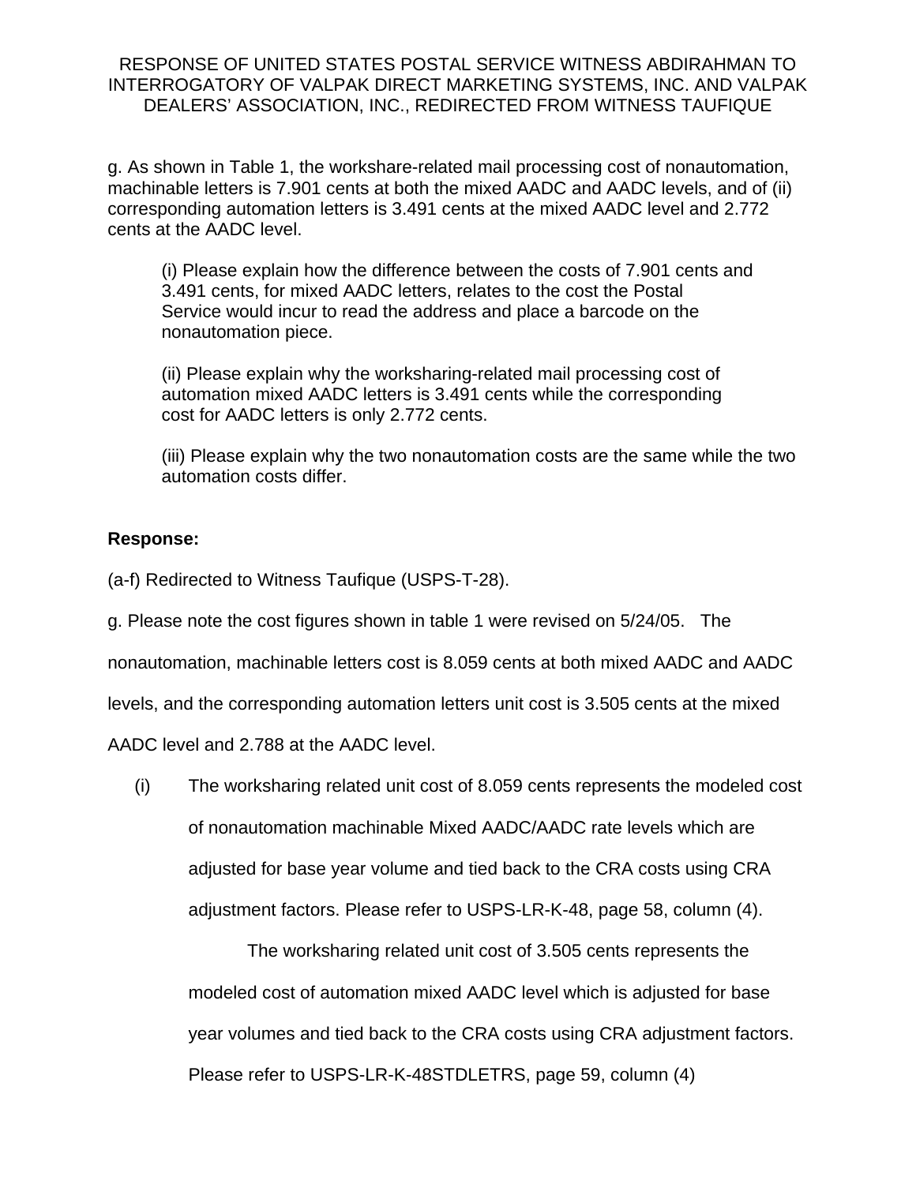RESPONSE OF UNITED STATES POSTAL SERVICE WITNESS ABDIRAHMAN TO INTERROGATORY OF VALPAK DIRECT MARKETING SYSTEMS, INC. AND VALPAK DEALERS' ASSOCIATION, INC., REDIRECTED FROM WITNESS TAUFIQUE

g. As shown in Table 1, the workshare-related mail processing cost of nonautomation, machinable letters is 7.901 cents at both the mixed AADC and AADC levels, and of (ii) corresponding automation letters is 3.491 cents at the mixed AADC level and 2.772 cents at the AADC level.

(i) Please explain how the difference between the costs of 7.901 cents and 3.491 cents, for mixed AADC letters, relates to the cost the Postal Service would incur to read the address and place a barcode on the nonautomation piece.

(ii) Please explain why the worksharing-related mail processing cost of automation mixed AADC letters is 3.491 cents while the corresponding cost for AADC letters is only 2.772 cents.

(iii) Please explain why the two nonautomation costs are the same while the two automation costs differ.

**Response:**

(a-f) Redirected to Witness Taufique (USPS-T-28).

g. Please note the cost figures shown in table 1 were revised on 5/24/05. The nonautomation, machinable letters cost is 8.059 cents at both mixed AADC and AADC levels, and the corresponding automation letters unit cost is 3.505 cents at the mixed AADC level and 2.788 at the AADC level.

(i) The worksharing related unit cost of 8.059 cents represents the modeled cost of nonautomation machinable Mixed AADC/AADC rate levels which are adjusted for base year volume and tied back to the CRA costs using CRA adjustment factors. Please refer to USPS-LR-K-48, page 58, column (4).

The worksharing related unit cost of 3.505 cents represents the modeled cost of automation mixed AADC level which is adjusted for base year volumes and tied back to the CRA costs using CRA adjustment factors. Please refer to USPS-LR-K-48STDLETRS, page 59, column (4)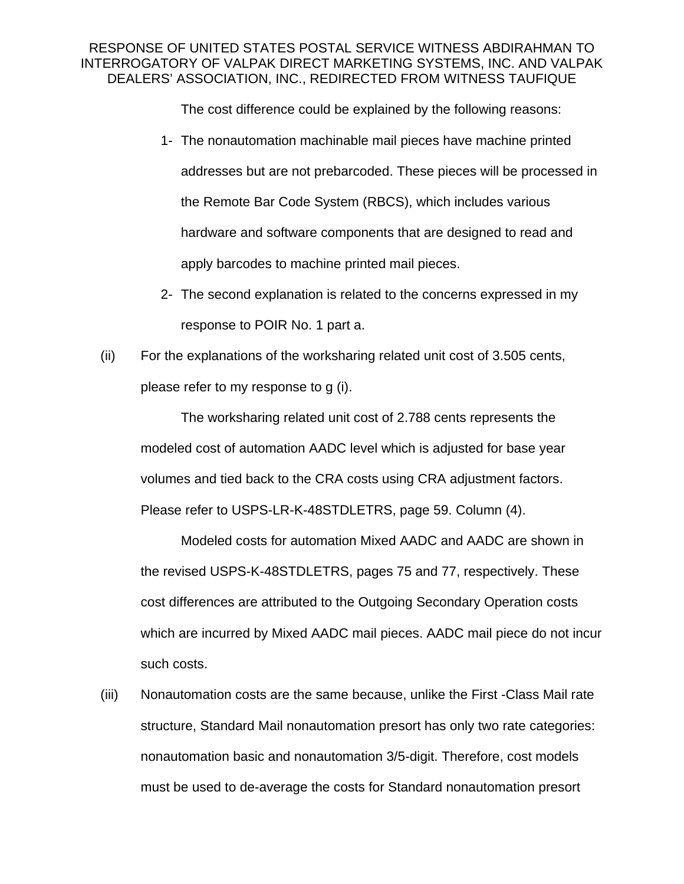The cost difference could be explained by the following reasons:

1- The nonautomation machinable mail pieces have machine printed addresses but are not prebarcoded. These pieces will be processed in the Remote Bar Code System (RBCS), which includes various hardware and software components that are designed to read and apply barcodes to machine printed mail pieces.

2- The second explanation is related to the concerns expressed in my response to POIR No. 1 part a.

(ii) For the explanations of the worksharing related unit cost of 3.505 cents, please refer to my response to g (i).

The worksharing related unit cost of 2.788 cents represents the modeled cost of automation AADC level which is adjusted for base year volumes and tied back to the CRA costs using CRA adjustment factors. Please refer to USPS-LR-K-48STDLETRS, page 59. Column (4).

Modeled costs for automation Mixed AADC and AADC are shown in the revised USPS-K-48STDLETRS, pages 75 and 77, respectively. These cost differences are attributed to the Outgoing Secondary Operation costs which are incurred by Mixed AADC mail pieces. AADC mail piece do not incur such costs.

(iii) Nonautomation costs are the same because, unlike the First -Class Mail rate structure, Standard Mail nonautomation presort has only two rate categories: nonautomation basic and nonautomation 3/5-digit. Therefore, cost models must be used to de-average the costs for Standard nonautomation presort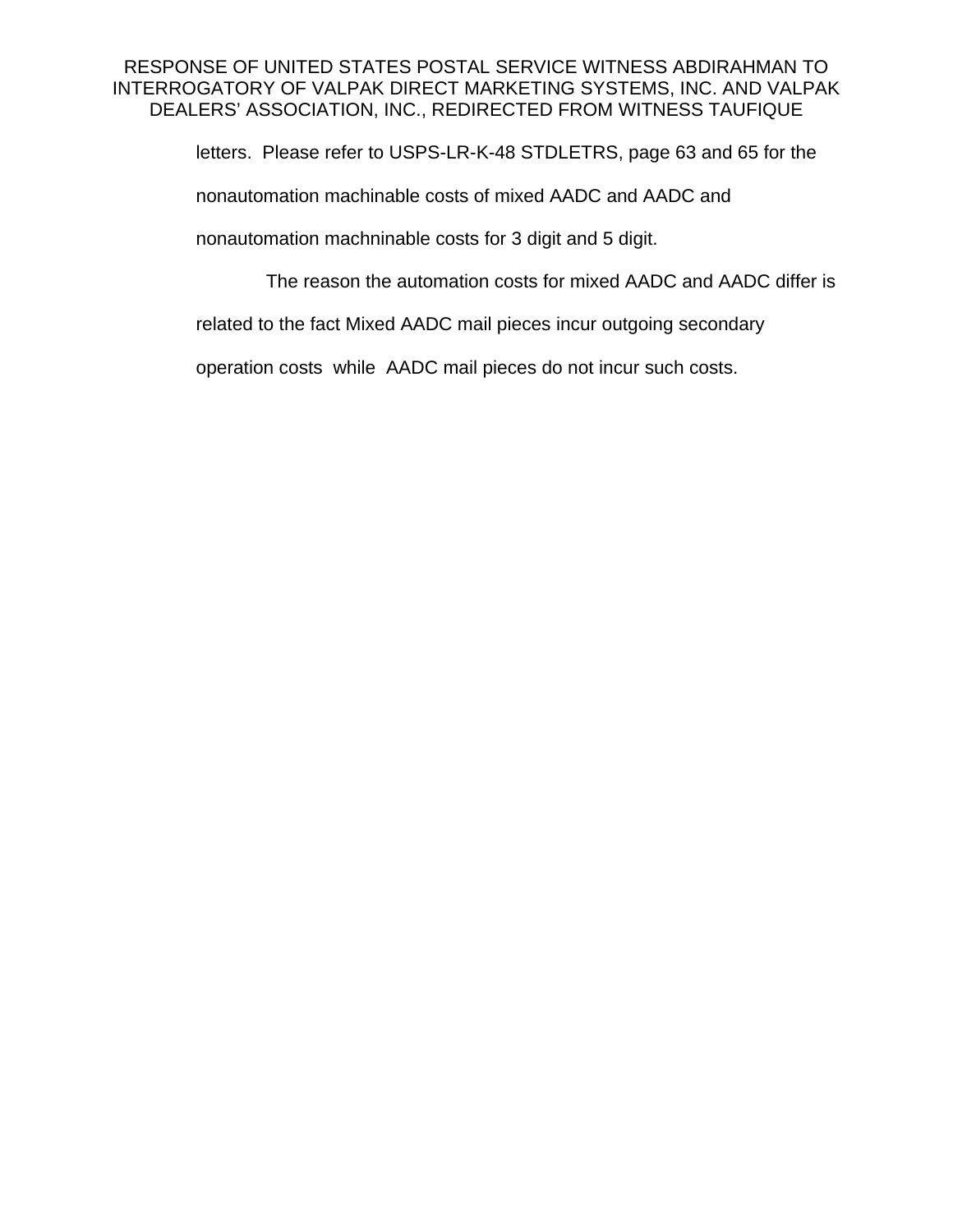letters. Please refer to USPS-LR-K-48 STDLETRS, page 63 and 65 for the nonautomation machinable costs of mixed AADC and AADC and nonautomation machninable costs for 3 digit and 5 digit.

The reason the automation costs for mixed AADC and AADC differ is related to the fact Mixed AADC mail pieces incur outgoing secondary operation costs while AADC mail pieces do not incur such costs.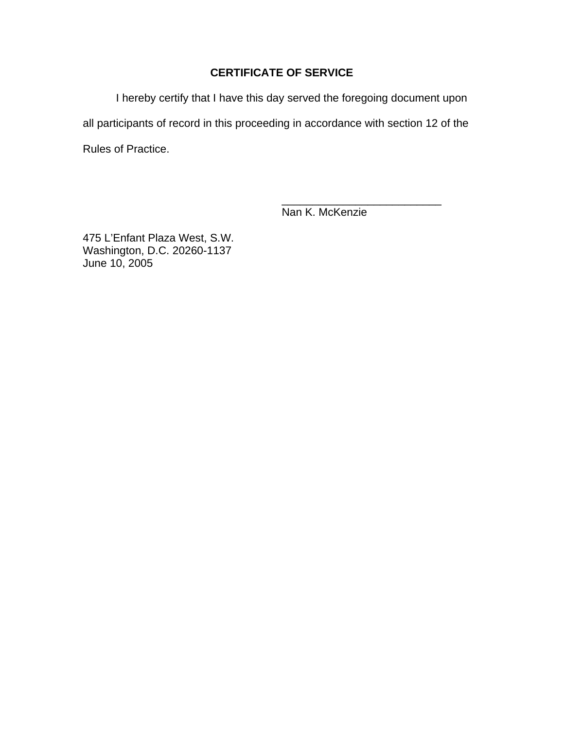## CERTIFICATE OF SERVICE

I hereby certify that I have this day served the foregoing document upon all participants of record in this proceeding in accordance with section 12 of the Rules of Practice.

\_\_\_\_\_\_\_\_\_\_\_\_\_\_\_\_\_\_\_\_\_\_\_\_\_\_\_
Nan K. McKenzie

475 L'Enfant Plaza West, S.W.
Washington, D.C. 20260-1137
June 10, 2005